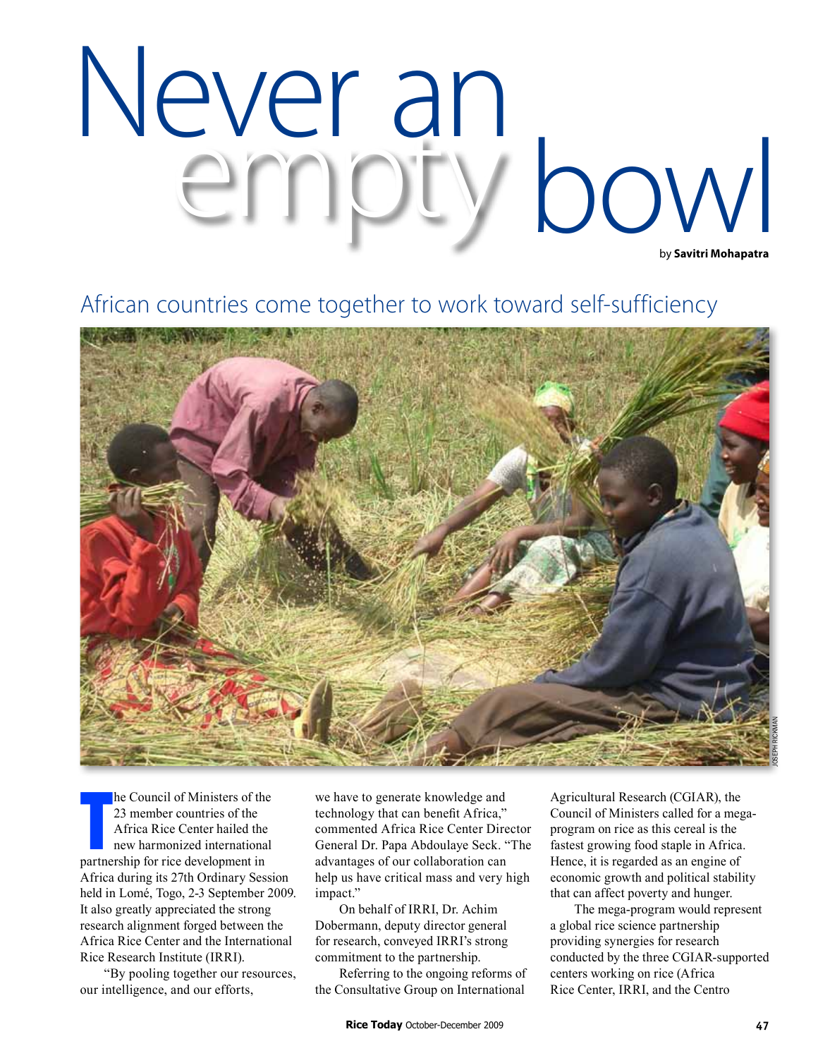# Never an empty bowl

by **Savitri Mohapatra**

## African countries come together to work toward self-sufficiency

JOSEPH RICKMAN

The Council of Ministers of the 23 member countries of the Africa Rice Center hailed the new harmonized international partnership for rice development in Africa during its 27th Ordinary Session held in Lomé, Togo, 2-3 September 2009. It also greatly appreciated the strong research alignment forged between the Africa Rice Center and the International Rice Research Institute (IRRI).

"By pooling together our resources, our intelligence, and our efforts, we have to generate knowledge and technology that can benefit Africa," commented Africa Rice Center Director General Dr. Papa Abdoulaye Seck. "The advantages of our collaboration can help us have critical mass and very high impact."

On behalf of IRRI, Dr. Achim Dobermann, deputy director general for research, conveyed IRRI's strong commitment to the partnership.

Referring to the ongoing reforms of the Consultative Group on International Agricultural Research (CGIAR), the Council of Ministers called for a mega-program on rice as this cereal is the fastest growing food staple in Africa. Hence, it is regarded as an engine of economic growth and political stability that can affect poverty and hunger.

The mega-program would represent a global rice science partnership providing synergies for research conducted by the three CGIAR-supported centers working on rice (Africa Rice Center, IRRI, and the Centro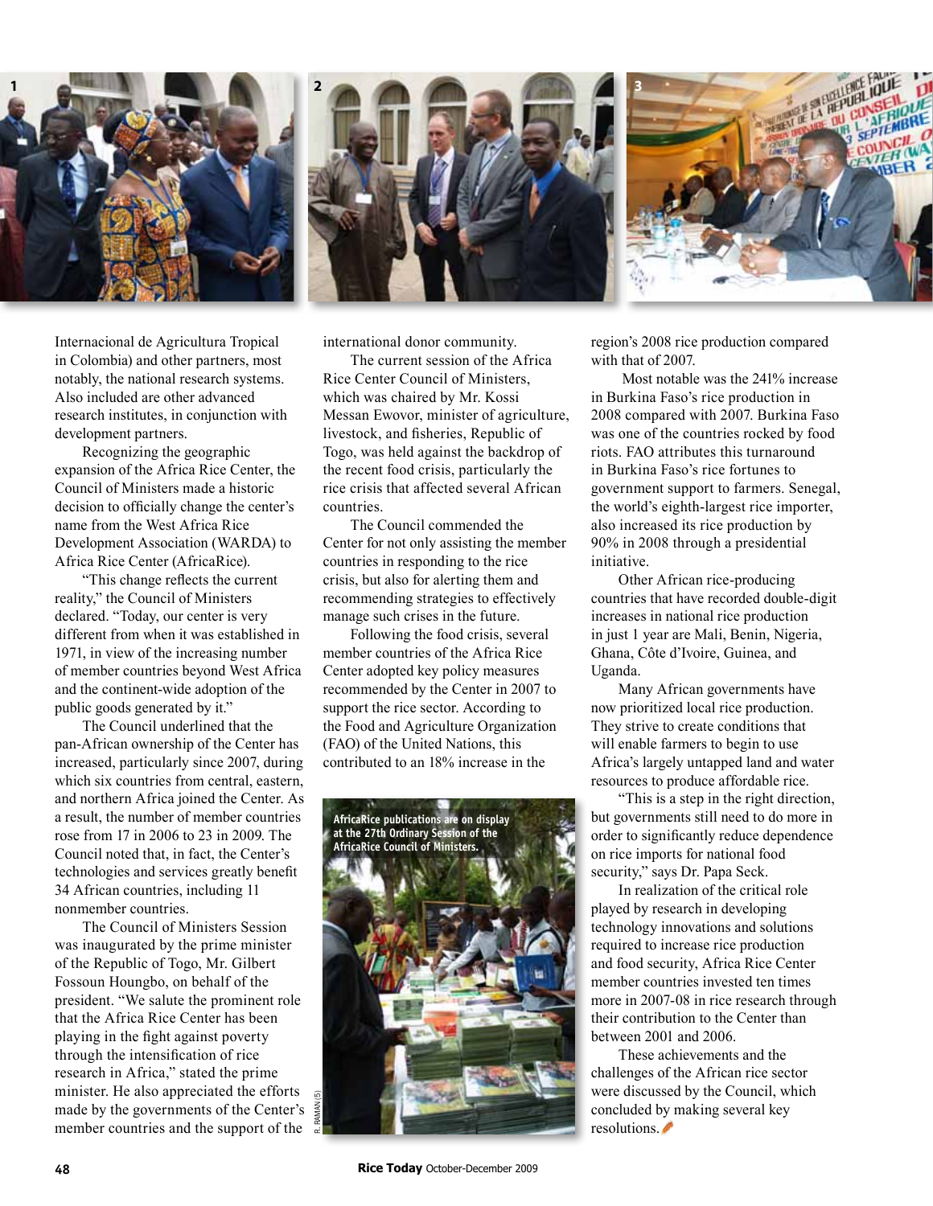Internacional de Agricultura Tropical in Colombia) and other partners, most notably, the national research systems. Also included are other advanced research institutes, in conjunction with development partners.

Recognizing the geographic expansion of the Africa Rice Center, the Council of Ministers made a historic decision to officially change the center's name from the West Africa Rice Development Association (WARDA) to Africa Rice Center (AfricaRice).

"This change reflects the current reality," the Council of Ministers declared. "Today, our center is very different from when it was established in 1971, in view of the increasing number of member countries beyond West Africa and the continent-wide adoption of the public goods generated by it."

The Council underlined that the pan-African ownership of the Center has increased, particularly since 2007, during which six countries from central, eastern, and northern Africa joined the Center. As a result, the number of member countries rose from 17 in 2006 to 23 in 2009. The Council noted that, in fact, the Center's technologies and services greatly benefit 34 African countries, including 11 nonmember countries.

The Council of Ministers Session was inaugurated by the prime minister of the Republic of Togo, Mr. Gilbert Fossoun Houngbo, on behalf of the president. "We salute the prominent role that the Africa Rice Center has been playing in the fight against poverty through the intensification of rice research in Africa," stated the prime minister. He also appreciated the efforts made by the governments of the Center's member countries and the support of the international donor community.

The current session of the Africa Rice Center Council of Ministers, which was chaired by Mr. Kossi Messan Ewovor, minister of agriculture, livestock, and fisheries, Republic of Togo, was held against the backdrop of the recent food crisis, particularly the rice crisis that affected several African countries.

The Council commended the Center for not only assisting the member countries in responding to the rice crisis, but also for alerting them and recommending strategies to effectively manage such crises in the future.

Following the food crisis, several member countries of the Africa Rice Center adopted key policy measures recommended by the Center in 2007 to support the rice sector. According to the Food and Agriculture Organization (FAO) of the United Nations, this contributed to an 18% increase in the region's 2008 rice production compared with that of 2007.

AfricaRice publications are on display at the 27th Ordinary Session of the AfricaRice Council of Ministers.

Most notable was the 241% increase in Burkina Faso's rice production in 2008 compared with 2007. Burkina Faso was one of the countries rocked by food riots. FAO attributes this turnaround in Burkina Faso's rice fortunes to government support to farmers. Senegal, the world's eighth-largest rice importer, also increased its rice production by 90% in 2008 through a presidential initiative.

Other African rice-producing countries that have recorded double-digit increases in national rice production in just 1 year are Mali, Benin, Nigeria, Ghana, Côte d'Ivoire, Guinea, and Uganda.

Many African governments have now prioritized local rice production. They strive to create conditions that will enable farmers to begin to use Africa's largely untapped land and water resources to produce affordable rice.

"This is a step in the right direction, but governments still need to do more in order to significantly reduce dependence on rice imports for national food security," says Dr. Papa Seck.

In realization of the critical role played by research in developing technology innovations and solutions required to increase rice production and food security, Africa Rice Center member countries invested ten times more in 2007-08 in rice research through their contribution to the Center than between 2001 and 2006.

These achievements and the challenges of the African rice sector were discussed by the Council, which concluded by making several key resolutions.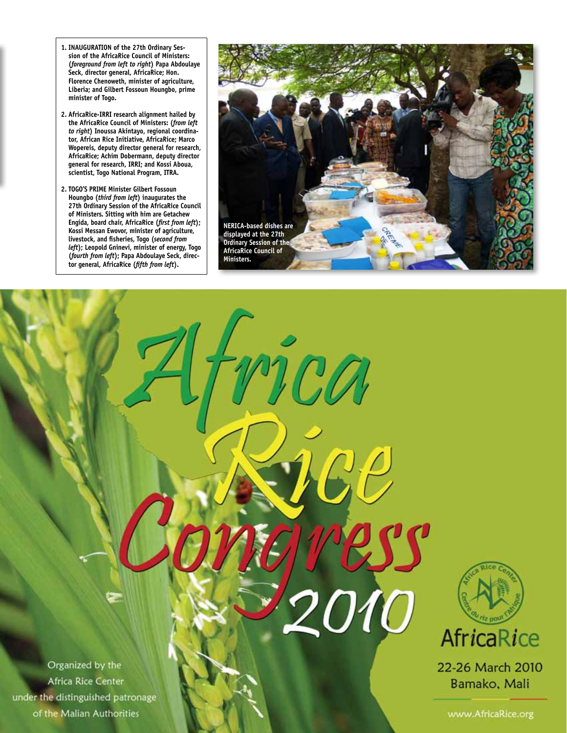1. **INAUGURATION of the 27th Ordinary Session of the AfricaRice Council of Ministers:** (*foreground from left to right*) Papa Abdoulaye Seck, director general, AfricaRice; Hon. Florence Chenoweth, minister of agriculture, Liberia; and Gilbert Fossoun Houngbo, prime minister of Togo.

2. **AfricaRice-IRRI research alignment hailed by the AfricaRice Council of Ministers:** (*from left to right*) Inoussa Akintayo, regional coordinator, African Rice Initiative, AfricaRice; Marco Wopereis, deputy director general for research, AfricaRice; Achim Dobermann, deputy director general for research, IRRI; and Kossi Aboua, scientist, Togo National Program, ITRA.

2. **TOGO'S PRIME Minister Gilbert Fossoun Houngbo** (*third from left*) inaugurates the 27th Ordinary Session of the AfricaRice Council of Ministers. Sitting with him are Getachew Engida, board chair, AfricaRice (*first from left*); Kossi Messan Ewovor, minister of agriculture, livestock, and fisheries, Togo (*second from left*); Leopold Gninevi, minister of energy, Togo (*fourth from left*); Papa Abdoulaye Seck, director general, AfricaRice (*fifth from left*).

**NERICA-based dishes are displayed at the 27th Ordinary Session of the AfricaRice Council of Ministers.**

# Africa Rice Congress 2010

Organized by the Africa Rice Center under the distinguished patronage of the Malian Authorities

AfricaRice

22-26 March 2010
Bamako, Mali

www.AfricaRice.org